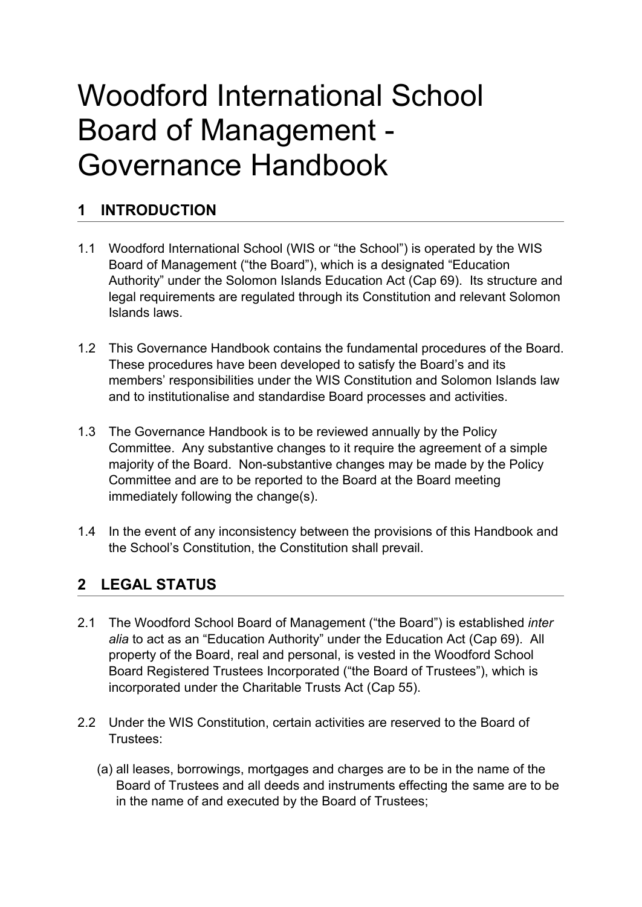# Woodford International School Board of Management - Governance Handbook

## 1 INTRODUCTION

1.1 Woodford International School (WIS or "the School") is operated by the WIS Board of Management ("the Board"), which is a designated "Education Authority" under the Solomon Islands Education Act (Cap 69). Its structure and legal requirements are regulated through its Constitution and relevant Solomon Islands laws.

1.2 This Governance Handbook contains the fundamental procedures of the Board. These procedures have been developed to satisfy the Board's and its members' responsibilities under the WIS Constitution and Solomon Islands law and to institutionalise and standardise Board processes and activities.

1.3 The Governance Handbook is to be reviewed annually by the Policy Committee. Any substantive changes to it require the agreement of a simple majority of the Board. Non-substantive changes may be made by the Policy Committee and are to be reported to the Board at the Board meeting immediately following the change(s).

1.4 In the event of any inconsistency between the provisions of this Handbook and the School's Constitution, the Constitution shall prevail.

## 2 LEGAL STATUS

2.1 The Woodford School Board of Management ("the Board") is established *inter alia* to act as an "Education Authority" under the Education Act (Cap 69). All property of the Board, real and personal, is vested in the Woodford School Board Registered Trustees Incorporated ("the Board of Trustees"), which is incorporated under the Charitable Trusts Act (Cap 55).

2.2 Under the WIS Constitution, certain activities are reserved to the Board of Trustees:

(a) all leases, borrowings, mortgages and charges are to be in the name of the Board of Trustees and all deeds and instruments effecting the same are to be in the name of and executed by the Board of Trustees;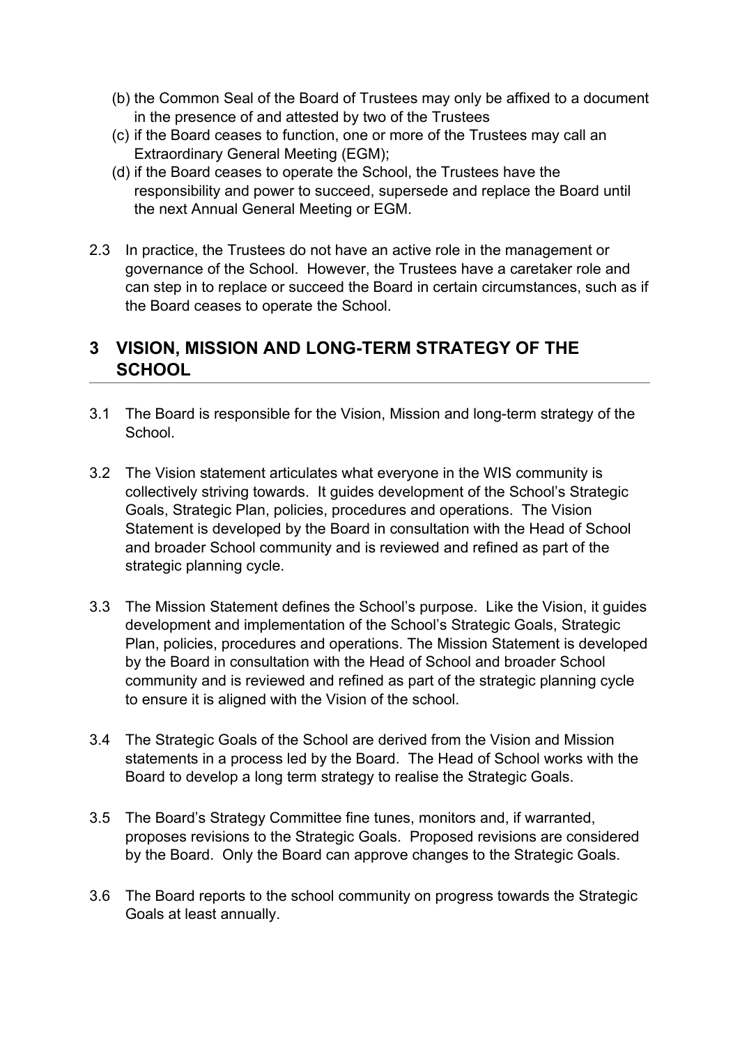(b) the Common Seal of the Board of Trustees may only be affixed to a document in the presence of and attested by two of the Trustees

(c) if the Board ceases to function, one or more of the Trustees may call an Extraordinary General Meeting (EGM);

(d) if the Board ceases to operate the School, the Trustees have the responsibility and power to succeed, supersede and replace the Board until the next Annual General Meeting or EGM.

2.3 In practice, the Trustees do not have an active role in the management or governance of the School. However, the Trustees have a caretaker role and can step in to replace or succeed the Board in certain circumstances, such as if the Board ceases to operate the School.

## 3 VISION, MISSION AND LONG-TERM STRATEGY OF THE SCHOOL

3.1 The Board is responsible for the Vision, Mission and long-term strategy of the School.

3.2 The Vision statement articulates what everyone in the WIS community is collectively striving towards. It guides development of the School's Strategic Goals, Strategic Plan, policies, procedures and operations. The Vision Statement is developed by the Board in consultation with the Head of School and broader School community and is reviewed and refined as part of the strategic planning cycle.

3.3 The Mission Statement defines the School's purpose. Like the Vision, it guides development and implementation of the School's Strategic Goals, Strategic Plan, policies, procedures and operations. The Mission Statement is developed by the Board in consultation with the Head of School and broader School community and is reviewed and refined as part of the strategic planning cycle to ensure it is aligned with the Vision of the school.

3.4 The Strategic Goals of the School are derived from the Vision and Mission statements in a process led by the Board. The Head of School works with the Board to develop a long term strategy to realise the Strategic Goals.

3.5 The Board's Strategy Committee fine tunes, monitors and, if warranted, proposes revisions to the Strategic Goals. Proposed revisions are considered by the Board. Only the Board can approve changes to the Strategic Goals.

3.6 The Board reports to the school community on progress towards the Strategic Goals at least annually.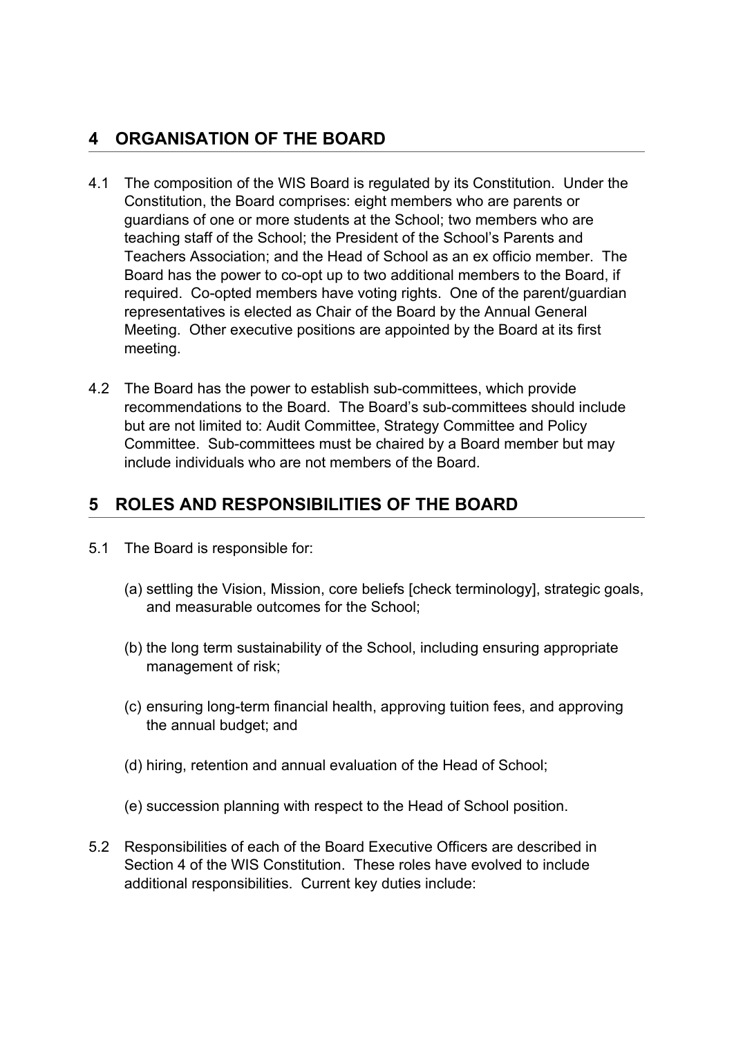## 4 ORGANISATION OF THE BOARD

4.1 The composition of the WIS Board is regulated by its Constitution. Under the Constitution, the Board comprises: eight members who are parents or guardians of one or more students at the School; two members who are teaching staff of the School; the President of the School's Parents and Teachers Association; and the Head of School as an ex officio member. The Board has the power to co-opt up to two additional members to the Board, if required. Co-opted members have voting rights. One of the parent/guardian representatives is elected as Chair of the Board by the Annual General Meeting. Other executive positions are appointed by the Board at its first meeting.

4.2 The Board has the power to establish sub-committees, which provide recommendations to the Board. The Board's sub-committees should include but are not limited to: Audit Committee, Strategy Committee and Policy Committee. Sub-committees must be chaired by a Board member but may include individuals who are not members of the Board.

## 5 ROLES AND RESPONSIBILITIES OF THE BOARD

5.1 The Board is responsible for:

(a) settling the Vision, Mission, core beliefs [check terminology], strategic goals, and measurable outcomes for the School;

(b) the long term sustainability of the School, including ensuring appropriate management of risk;

(c) ensuring long-term financial health, approving tuition fees, and approving the annual budget; and

(d) hiring, retention and annual evaluation of the Head of School;

(e) succession planning with respect to the Head of School position.

5.2 Responsibilities of each of the Board Executive Officers are described in Section 4 of the WIS Constitution. These roles have evolved to include additional responsibilities. Current key duties include: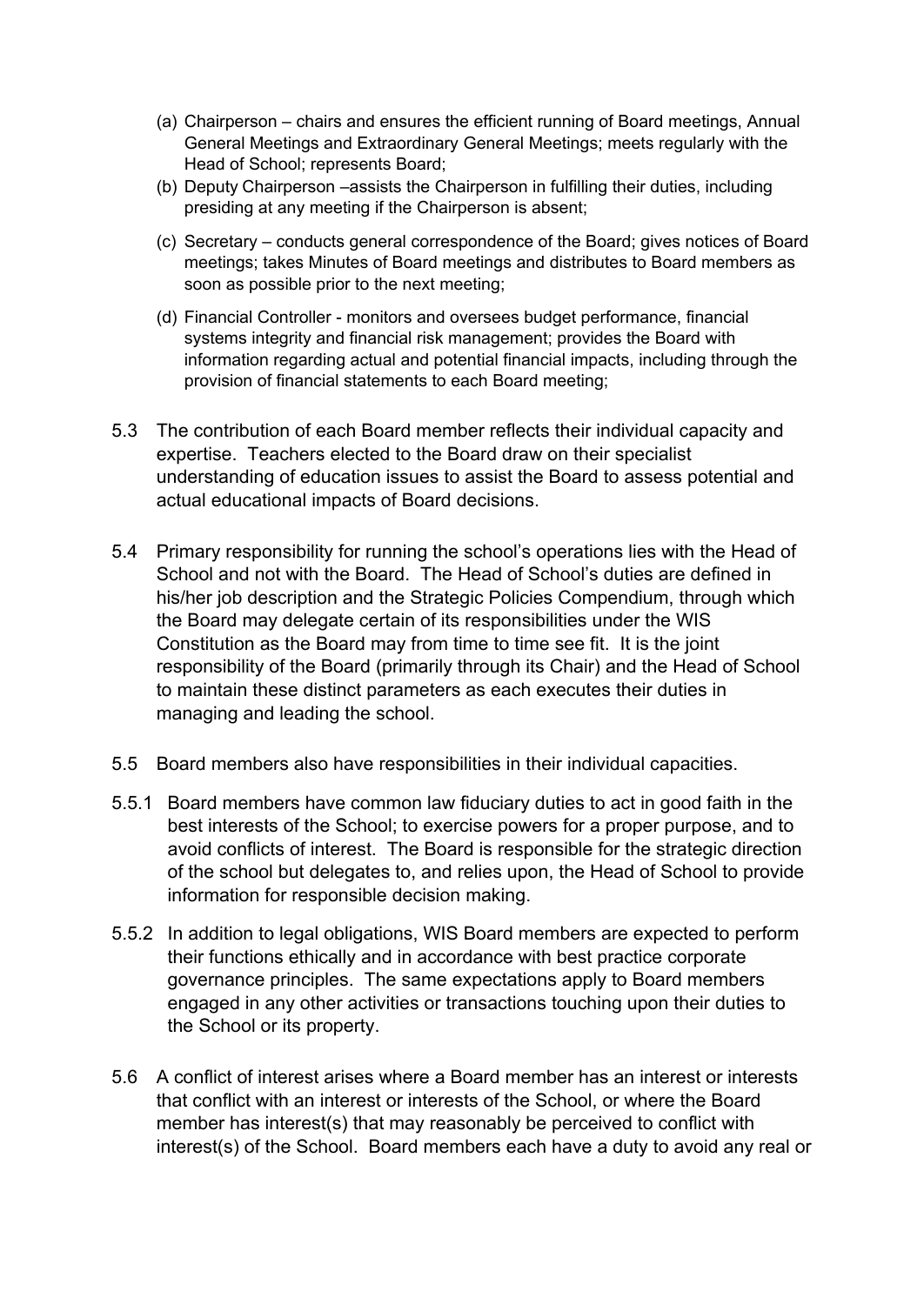(a) Chairperson – chairs and ensures the efficient running of Board meetings, Annual General Meetings and Extraordinary General Meetings; meets regularly with the Head of School; represents Board;

(b) Deputy Chairperson –assists the Chairperson in fulfilling their duties, including presiding at any meeting if the Chairperson is absent;

(c) Secretary – conducts general correspondence of the Board; gives notices of Board meetings; takes Minutes of Board meetings and distributes to Board members as soon as possible prior to the next meeting;

(d) Financial Controller - monitors and oversees budget performance, financial systems integrity and financial risk management; provides the Board with information regarding actual and potential financial impacts, including through the provision of financial statements to each Board meeting;

5.3 The contribution of each Board member reflects their individual capacity and expertise. Teachers elected to the Board draw on their specialist understanding of education issues to assist the Board to assess potential and actual educational impacts of Board decisions.

5.4 Primary responsibility for running the school's operations lies with the Head of School and not with the Board. The Head of School's duties are defined in his/her job description and the Strategic Policies Compendium, through which the Board may delegate certain of its responsibilities under the WIS Constitution as the Board may from time to time see fit. It is the joint responsibility of the Board (primarily through its Chair) and the Head of School to maintain these distinct parameters as each executes their duties in managing and leading the school.

5.5 Board members also have responsibilities in their individual capacities.

5.5.1 Board members have common law fiduciary duties to act in good faith in the best interests of the School; to exercise powers for a proper purpose, and to avoid conflicts of interest. The Board is responsible for the strategic direction of the school but delegates to, and relies upon, the Head of School to provide information for responsible decision making.

5.5.2 In addition to legal obligations, WIS Board members are expected to perform their functions ethically and in accordance with best practice corporate governance principles. The same expectations apply to Board members engaged in any other activities or transactions touching upon their duties to the School or its property.

5.6 A conflict of interest arises where a Board member has an interest or interests that conflict with an interest or interests of the School, or where the Board member has interest(s) that may reasonably be perceived to conflict with interest(s) of the School. Board members each have a duty to avoid any real or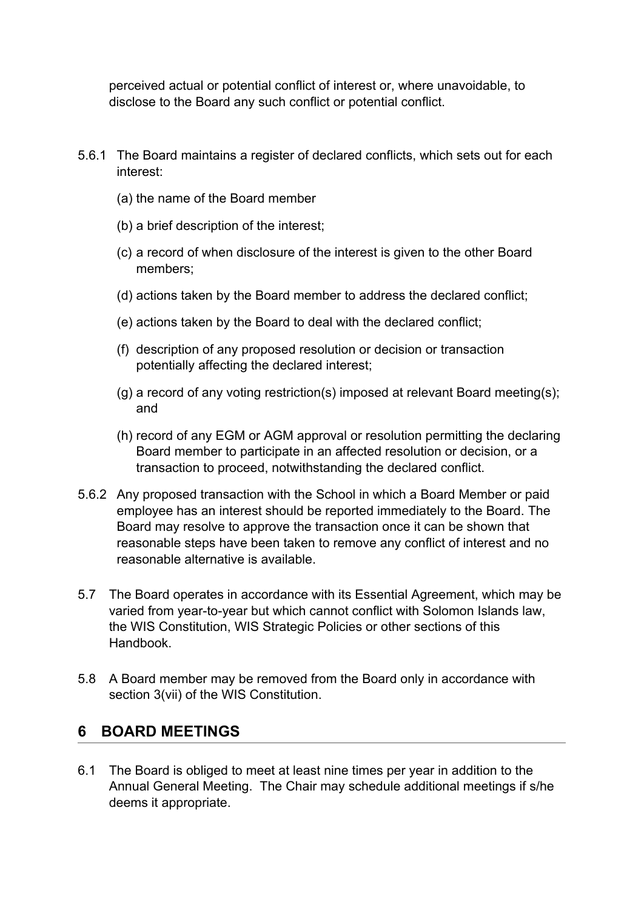perceived actual or potential conflict of interest or, where unavoidable, to disclose to the Board any such conflict or potential conflict.

5.6.1 The Board maintains a register of declared conflicts, which sets out for each interest:

(a) the name of the Board member

(b) a brief description of the interest;

(c) a record of when disclosure of the interest is given to the other Board members;

(d) actions taken by the Board member to address the declared conflict;

(e) actions taken by the Board to deal with the declared conflict;

(f) description of any proposed resolution or decision or transaction potentially affecting the declared interest;

(g) a record of any voting restriction(s) imposed at relevant Board meeting(s); and

(h) record of any EGM or AGM approval or resolution permitting the declaring Board member to participate in an affected resolution or decision, or a transaction to proceed, notwithstanding the declared conflict.

5.6.2 Any proposed transaction with the School in which a Board Member or paid employee has an interest should be reported immediately to the Board. The Board may resolve to approve the transaction once it can be shown that reasonable steps have been taken to remove any conflict of interest and no reasonable alternative is available.

5.7 The Board operates in accordance with its Essential Agreement, which may be varied from year-to-year but which cannot conflict with Solomon Islands law, the WIS Constitution, WIS Strategic Policies or other sections of this Handbook.

5.8 A Board member may be removed from the Board only in accordance with section 3(vii) of the WIS Constitution.

## 6 BOARD MEETINGS

6.1 The Board is obliged to meet at least nine times per year in addition to the Annual General Meeting. The Chair may schedule additional meetings if s/he deems it appropriate.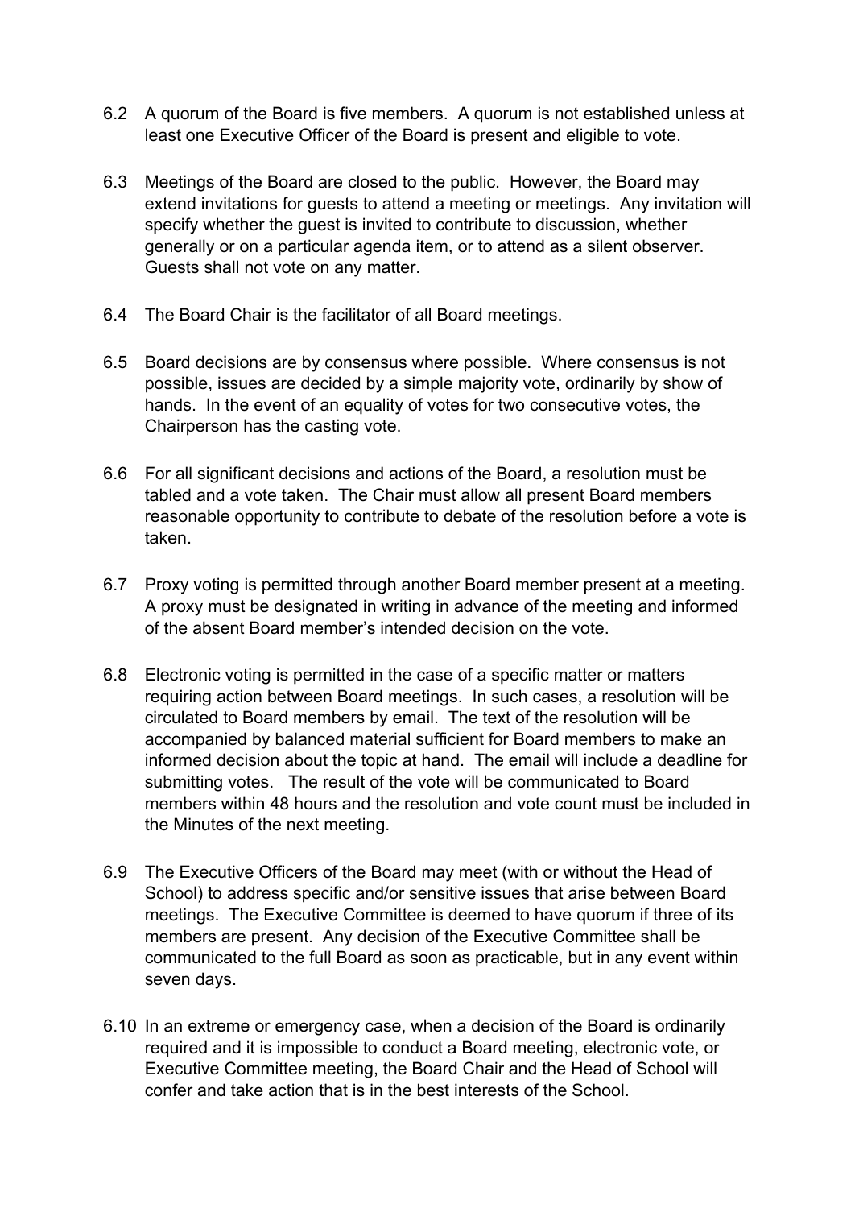6.2 A quorum of the Board is five members. A quorum is not established unless at least one Executive Officer of the Board is present and eligible to vote.

6.3 Meetings of the Board are closed to the public. However, the Board may extend invitations for guests to attend a meeting or meetings. Any invitation will specify whether the guest is invited to contribute to discussion, whether generally or on a particular agenda item, or to attend as a silent observer. Guests shall not vote on any matter.

6.4 The Board Chair is the facilitator of all Board meetings.

6.5 Board decisions are by consensus where possible. Where consensus is not possible, issues are decided by a simple majority vote, ordinarily by show of hands. In the event of an equality of votes for two consecutive votes, the Chairperson has the casting vote.

6.6 For all significant decisions and actions of the Board, a resolution must be tabled and a vote taken. The Chair must allow all present Board members reasonable opportunity to contribute to debate of the resolution before a vote is taken.

6.7 Proxy voting is permitted through another Board member present at a meeting. A proxy must be designated in writing in advance of the meeting and informed of the absent Board member's intended decision on the vote.

6.8 Electronic voting is permitted in the case of a specific matter or matters requiring action between Board meetings. In such cases, a resolution will be circulated to Board members by email. The text of the resolution will be accompanied by balanced material sufficient for Board members to make an informed decision about the topic at hand. The email will include a deadline for submitting votes. The result of the vote will be communicated to Board members within 48 hours and the resolution and vote count must be included in the Minutes of the next meeting.

6.9 The Executive Officers of the Board may meet (with or without the Head of School) to address specific and/or sensitive issues that arise between Board meetings. The Executive Committee is deemed to have quorum if three of its members are present. Any decision of the Executive Committee shall be communicated to the full Board as soon as practicable, but in any event within seven days.

6.10 In an extreme or emergency case, when a decision of the Board is ordinarily required and it is impossible to conduct a Board meeting, electronic vote, or Executive Committee meeting, the Board Chair and the Head of School will confer and take action that is in the best interests of the School.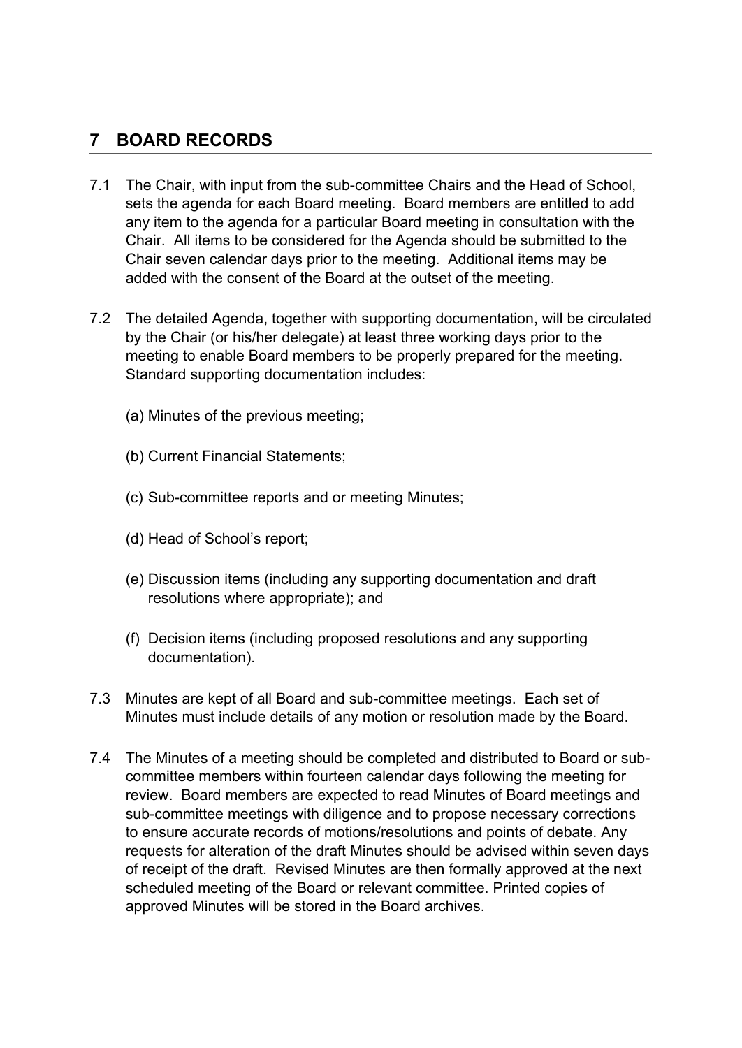## 7 BOARD RECORDS

7.1 The Chair, with input from the sub-committee Chairs and the Head of School, sets the agenda for each Board meeting. Board members are entitled to add any item to the agenda for a particular Board meeting in consultation with the Chair. All items to be considered for the Agenda should be submitted to the Chair seven calendar days prior to the meeting. Additional items may be added with the consent of the Board at the outset of the meeting.

7.2 The detailed Agenda, together with supporting documentation, will be circulated by the Chair (or his/her delegate) at least three working days prior to the meeting to enable Board members to be properly prepared for the meeting. Standard supporting documentation includes:

(a) Minutes of the previous meeting;

(b) Current Financial Statements;

(c) Sub-committee reports and or meeting Minutes;

(d) Head of School's report;

(e) Discussion items (including any supporting documentation and draft resolutions where appropriate); and

(f) Decision items (including proposed resolutions and any supporting documentation).

7.3 Minutes are kept of all Board and sub-committee meetings. Each set of Minutes must include details of any motion or resolution made by the Board.

7.4 The Minutes of a meeting should be completed and distributed to Board or sub-committee members within fourteen calendar days following the meeting for review. Board members are expected to read Minutes of Board meetings and sub-committee meetings with diligence and to propose necessary corrections to ensure accurate records of motions/resolutions and points of debate. Any requests for alteration of the draft Minutes should be advised within seven days of receipt of the draft. Revised Minutes are then formally approved at the next scheduled meeting of the Board or relevant committee. Printed copies of approved Minutes will be stored in the Board archives.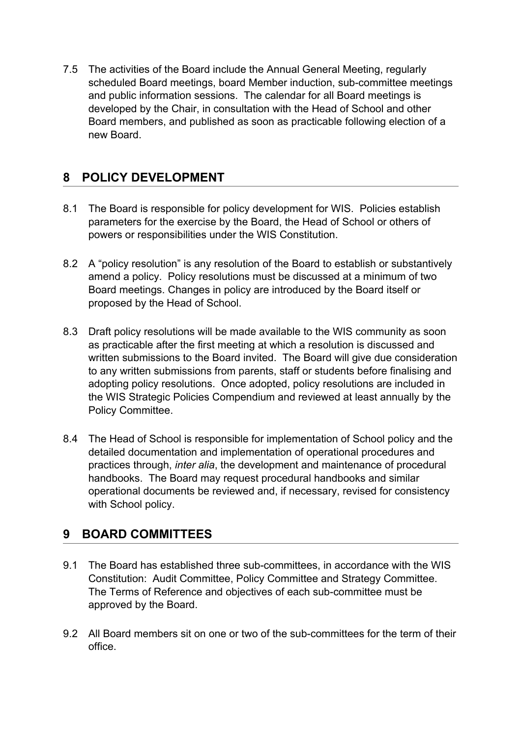7.5 The activities of the Board include the Annual General Meeting, regularly scheduled Board meetings, board Member induction, sub-committee meetings and public information sessions. The calendar for all Board meetings is developed by the Chair, in consultation with the Head of School and other Board members, and published as soon as practicable following election of a new Board.

## 8 POLICY DEVELOPMENT

8.1 The Board is responsible for policy development for WIS. Policies establish parameters for the exercise by the Board, the Head of School or others of powers or responsibilities under the WIS Constitution.

8.2 A "policy resolution" is any resolution of the Board to establish or substantively amend a policy. Policy resolutions must be discussed at a minimum of two Board meetings. Changes in policy are introduced by the Board itself or proposed by the Head of School.

8.3 Draft policy resolutions will be made available to the WIS community as soon as practicable after the first meeting at which a resolution is discussed and written submissions to the Board invited. The Board will give due consideration to any written submissions from parents, staff or students before finalising and adopting policy resolutions. Once adopted, policy resolutions are included in the WIS Strategic Policies Compendium and reviewed at least annually by the Policy Committee.

8.4 The Head of School is responsible for implementation of School policy and the detailed documentation and implementation of operational procedures and practices through, *inter alia*, the development and maintenance of procedural handbooks. The Board may request procedural handbooks and similar operational documents be reviewed and, if necessary, revised for consistency with School policy.

## 9 BOARD COMMITTEES

9.1 The Board has established three sub-committees, in accordance with the WIS Constitution: Audit Committee, Policy Committee and Strategy Committee. The Terms of Reference and objectives of each sub-committee must be approved by the Board.

9.2 All Board members sit on one or two of the sub-committees for the term of their office.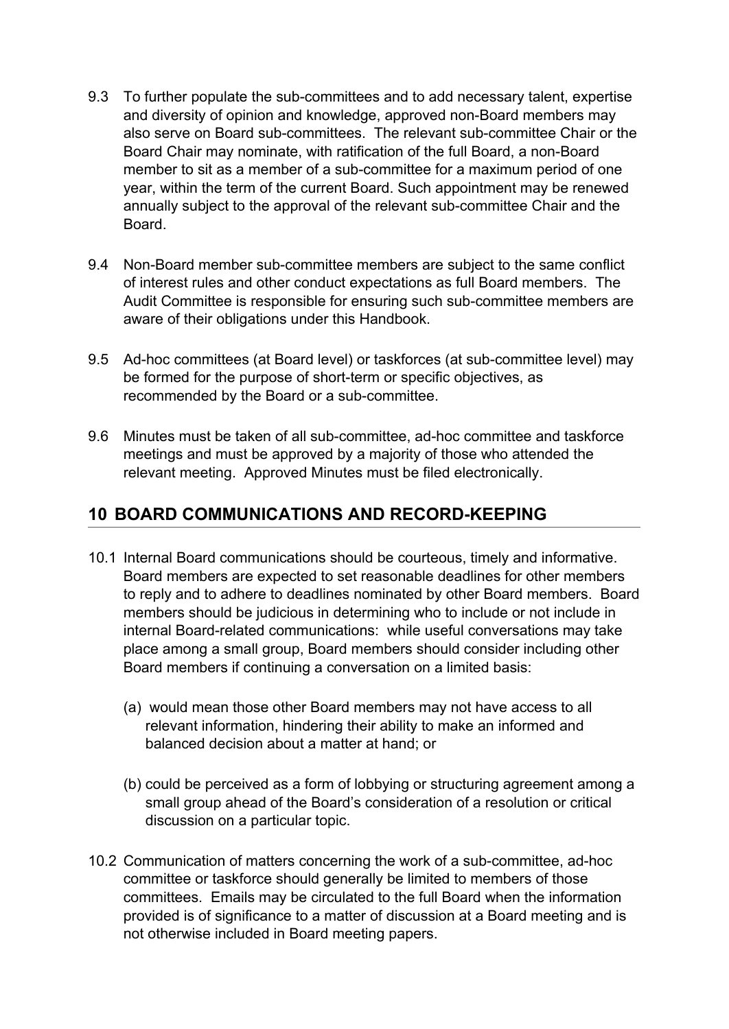9.3 To further populate the sub-committees and to add necessary talent, expertise and diversity of opinion and knowledge, approved non-Board members may also serve on Board sub-committees. The relevant sub-committee Chair or the Board Chair may nominate, with ratification of the full Board, a non-Board member to sit as a member of a sub-committee for a maximum period of one year, within the term of the current Board. Such appointment may be renewed annually subject to the approval of the relevant sub-committee Chair and the Board.

9.4 Non-Board member sub-committee members are subject to the same conflict of interest rules and other conduct expectations as full Board members. The Audit Committee is responsible for ensuring such sub-committee members are aware of their obligations under this Handbook.

9.5 Ad-hoc committees (at Board level) or taskforces (at sub-committee level) may be formed for the purpose of short-term or specific objectives, as recommended by the Board or a sub-committee.

9.6 Minutes must be taken of all sub-committee, ad-hoc committee and taskforce meetings and must be approved by a majority of those who attended the relevant meeting. Approved Minutes must be filed electronically.

## 10 BOARD COMMUNICATIONS AND RECORD-KEEPING

10.1 Internal Board communications should be courteous, timely and informative. Board members are expected to set reasonable deadlines for other members to reply and to adhere to deadlines nominated by other Board members. Board members should be judicious in determining who to include or not include in internal Board-related communications: while useful conversations may take place among a small group, Board members should consider including other Board members if continuing a conversation on a limited basis:

  (a) would mean those other Board members may not have access to all relevant information, hindering their ability to make an informed and balanced decision about a matter at hand; or

  (b) could be perceived as a form of lobbying or structuring agreement among a small group ahead of the Board's consideration of a resolution or critical discussion on a particular topic.

10.2 Communication of matters concerning the work of a sub-committee, ad-hoc committee or taskforce should generally be limited to members of those committees. Emails may be circulated to the full Board when the information provided is of significance to a matter of discussion at a Board meeting and is not otherwise included in Board meeting papers.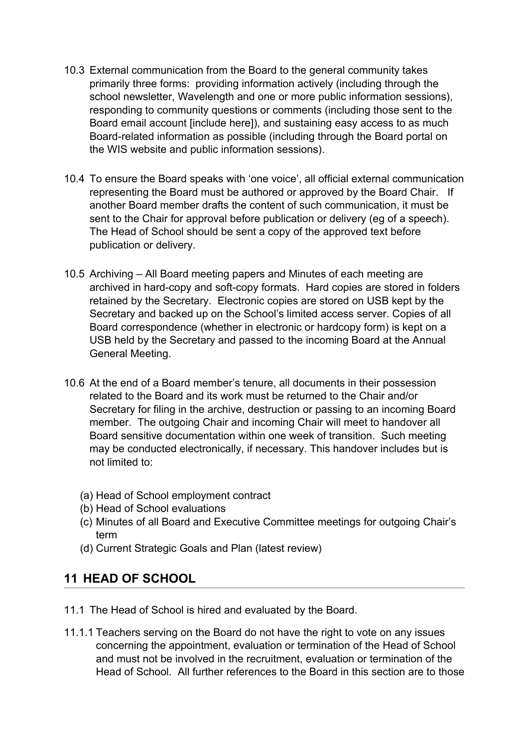10.3 External communication from the Board to the general community takes primarily three forms: providing information actively (including through the school newsletter, Wavelength and one or more public information sessions), responding to community questions or comments (including those sent to the Board email account [include here]), and sustaining easy access to as much Board-related information as possible (including through the Board portal on the WIS website and public information sessions).

10.4 To ensure the Board speaks with 'one voice', all official external communication representing the Board must be authored or approved by the Board Chair. If another Board member drafts the content of such communication, it must be sent to the Chair for approval before publication or delivery (eg of a speech). The Head of School should be sent a copy of the approved text before publication or delivery.

10.5 Archiving – All Board meeting papers and Minutes of each meeting are archived in hard-copy and soft-copy formats. Hard copies are stored in folders retained by the Secretary. Electronic copies are stored on USB kept by the Secretary and backed up on the School's limited access server. Copies of all Board correspondence (whether in electronic or hardcopy form) is kept on a USB held by the Secretary and passed to the incoming Board at the Annual General Meeting.

10.6 At the end of a Board member's tenure, all documents in their possession related to the Board and its work must be returned to the Chair and/or Secretary for filing in the archive, destruction or passing to an incoming Board member. The outgoing Chair and incoming Chair will meet to handover all Board sensitive documentation within one week of transition. Such meeting may be conducted electronically, if necessary. This handover includes but is not limited to:

(a) Head of School employment contract
(b) Head of School evaluations
(c) Minutes of all Board and Executive Committee meetings for outgoing Chair's term
(d) Current Strategic Goals and Plan (latest review)

## 11 HEAD OF SCHOOL

11.1 The Head of School is hired and evaluated by the Board.

11.1.1 Teachers serving on the Board do not have the right to vote on any issues concerning the appointment, evaluation or termination of the Head of School and must not be involved in the recruitment, evaluation or termination of the Head of School. All further references to the Board in this section are to those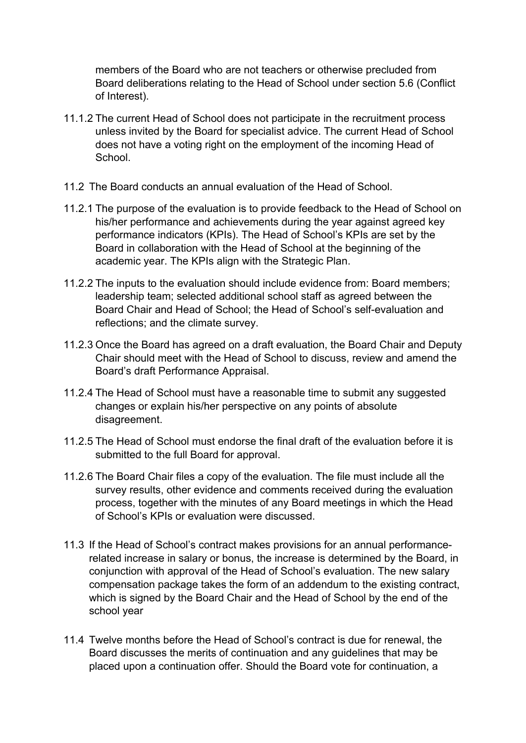members of the Board who are not teachers or otherwise precluded from Board deliberations relating to the Head of School under section 5.6 (Conflict of Interest).

11.1.2 The current Head of School does not participate in the recruitment process unless invited by the Board for specialist advice. The current Head of School does not have a voting right on the employment of the incoming Head of School.

11.2 The Board conducts an annual evaluation of the Head of School.

11.2.1 The purpose of the evaluation is to provide feedback to the Head of School on his/her performance and achievements during the year against agreed key performance indicators (KPIs). The Head of School's KPIs are set by the Board in collaboration with the Head of School at the beginning of the academic year. The KPIs align with the Strategic Plan.

11.2.2 The inputs to the evaluation should include evidence from: Board members; leadership team; selected additional school staff as agreed between the Board Chair and Head of School; the Head of School's self-evaluation and reflections; and the climate survey.

11.2.3 Once the Board has agreed on a draft evaluation, the Board Chair and Deputy Chair should meet with the Head of School to discuss, review and amend the Board's draft Performance Appraisal.

11.2.4 The Head of School must have a reasonable time to submit any suggested changes or explain his/her perspective on any points of absolute disagreement.

11.2.5 The Head of School must endorse the final draft of the evaluation before it is submitted to the full Board for approval.

11.2.6 The Board Chair files a copy of the evaluation. The file must include all the survey results, other evidence and comments received during the evaluation process, together with the minutes of any Board meetings in which the Head of School's KPIs or evaluation were discussed.

11.3 If the Head of School's contract makes provisions for an annual performance-related increase in salary or bonus, the increase is determined by the Board, in conjunction with approval of the Head of School's evaluation. The new salary compensation package takes the form of an addendum to the existing contract, which is signed by the Board Chair and the Head of School by the end of the school year

11.4 Twelve months before the Head of School's contract is due for renewal, the Board discusses the merits of continuation and any guidelines that may be placed upon a continuation offer. Should the Board vote for continuation, a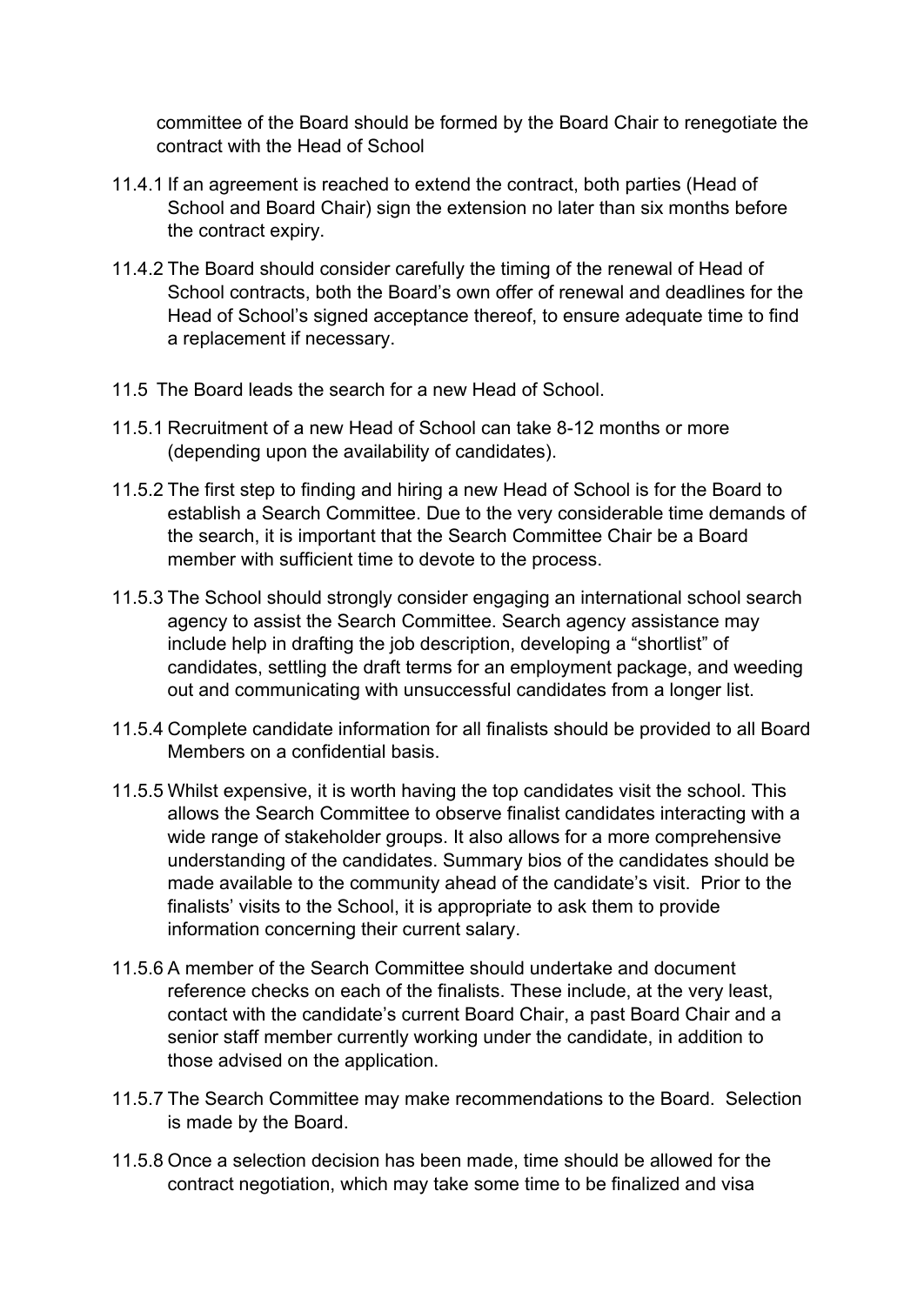committee of the Board should be formed by the Board Chair to renegotiate the contract with the Head of School

11.4.1 If an agreement is reached to extend the contract, both parties (Head of School and Board Chair) sign the extension no later than six months before the contract expiry.

11.4.2 The Board should consider carefully the timing of the renewal of Head of School contracts, both the Board's own offer of renewal and deadlines for the Head of School's signed acceptance thereof, to ensure adequate time to find a replacement if necessary.

11.5 The Board leads the search for a new Head of School.

11.5.1 Recruitment of a new Head of School can take 8-12 months or more (depending upon the availability of candidates).

11.5.2 The first step to finding and hiring a new Head of School is for the Board to establish a Search Committee. Due to the very considerable time demands of the search, it is important that the Search Committee Chair be a Board member with sufficient time to devote to the process.

11.5.3 The School should strongly consider engaging an international school search agency to assist the Search Committee. Search agency assistance may include help in drafting the job description, developing a "shortlist" of candidates, settling the draft terms for an employment package, and weeding out and communicating with unsuccessful candidates from a longer list.

11.5.4 Complete candidate information for all finalists should be provided to all Board Members on a confidential basis.

11.5.5 Whilst expensive, it is worth having the top candidates visit the school. This allows the Search Committee to observe finalist candidates interacting with a wide range of stakeholder groups. It also allows for a more comprehensive understanding of the candidates. Summary bios of the candidates should be made available to the community ahead of the candidate's visit. Prior to the finalists' visits to the School, it is appropriate to ask them to provide information concerning their current salary.

11.5.6 A member of the Search Committee should undertake and document reference checks on each of the finalists. These include, at the very least, contact with the candidate's current Board Chair, a past Board Chair and a senior staff member currently working under the candidate, in addition to those advised on the application.

11.5.7 The Search Committee may make recommendations to the Board. Selection is made by the Board.

11.5.8 Once a selection decision has been made, time should be allowed for the contract negotiation, which may take some time to be finalized and visa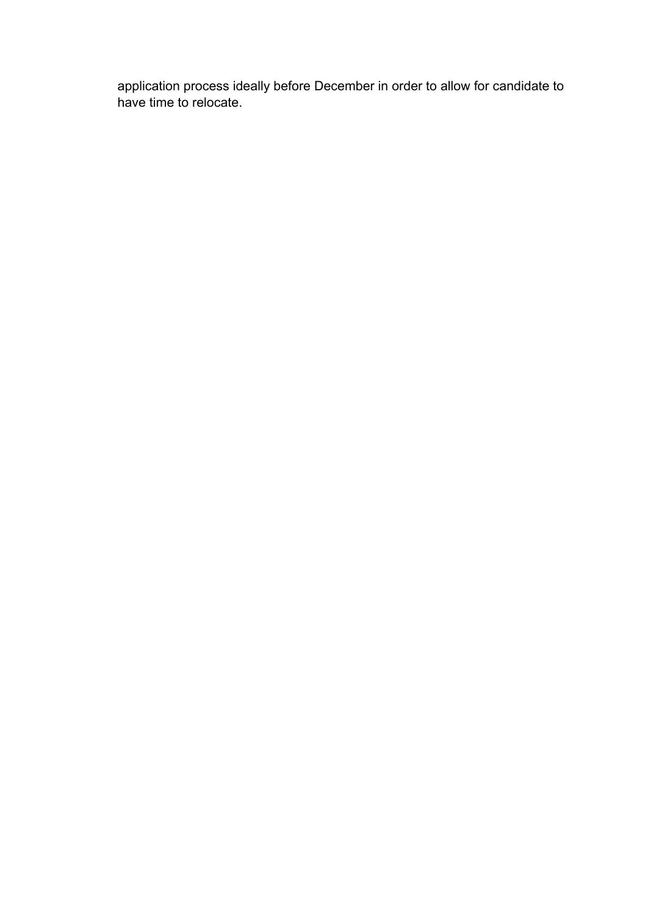application process ideally before December in order to allow for candidate to have time to relocate.